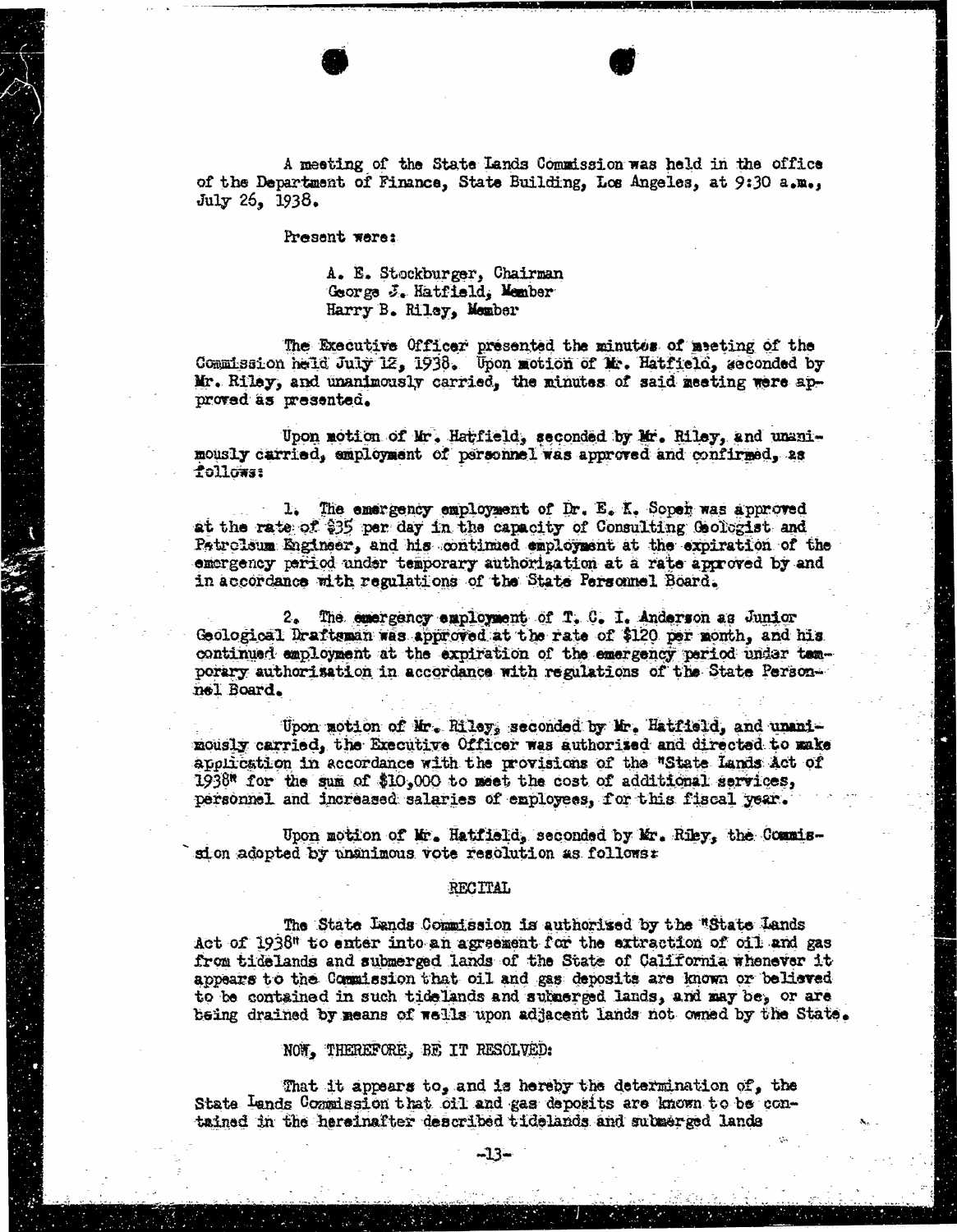A meeting of the State Lands Commission was held in the office of the Department of Finance, State Building, Los Angeles, at 9:30 a.m., July 26, 1938.

Present were:

A. E. Stockburger, Chairman
George J. Hatfield, Member
Harry B. Riley, Member

The Executive Officer presented the minutes of meeting of the Commission held July 12, 1938. Upon motion of Mr. Hatfield, seconded by Mr. Riley, and unanimously carried, the minutes of said meeting were approved as presented.

Upon motion of Mr. Hatfield, seconded by Mr. Riley, and unanimously carried, employment of personnel was approved and confirmed, as follows:

1. The emergency employment of Dr. E. K. Soper was approved at the rate of $35 per day in the capacity of Consulting Geologist and Petroleum Engineer, and his continued employment at the expiration of the emergency period under temporary authorization at a rate approved by and in accordance with regulations of the State Personnel Board.

2. The emergency employment of T. C. I. Anderson as Junior Geological Draftsman was approved at the rate of $120 per month, and his continued employment at the expiration of the emergency period under temporary authorization in accordance with regulations of the State Personnel Board.

Upon motion of Mr. Riley, seconded by Mr. Hatfield, and unanimously carried, the Executive Officer was authorized and directed to make application in accordance with the provisions of the "State Lands Act of 1938" for the sum of $10,000 to meet the cost of additional services, personnel and increased salaries of employees, for this fiscal year.

Upon motion of Mr. Hatfield, seconded by Mr. Riley, the Commission adopted by unanimous vote resolution as follows:

RECITAL

The State Lands Commission is authorized by the "State Lands Act of 1938" to enter into an agreement for the extraction of oil and gas from tidelands and submerged lands of the State of California whenever it appears to the Commission that oil and gas deposits are known or believed to be contained in such tidelands and submerged lands, and may be, or are being drained by means of wells upon adjacent lands not owned by the State.

NOW, THEREFORE, BE IT RESOLVED:

That it appears to, and is hereby the determination of, the State Lands Commission that oil and gas deposits are known to be contained in the hereinafter described tidelands and submerged lands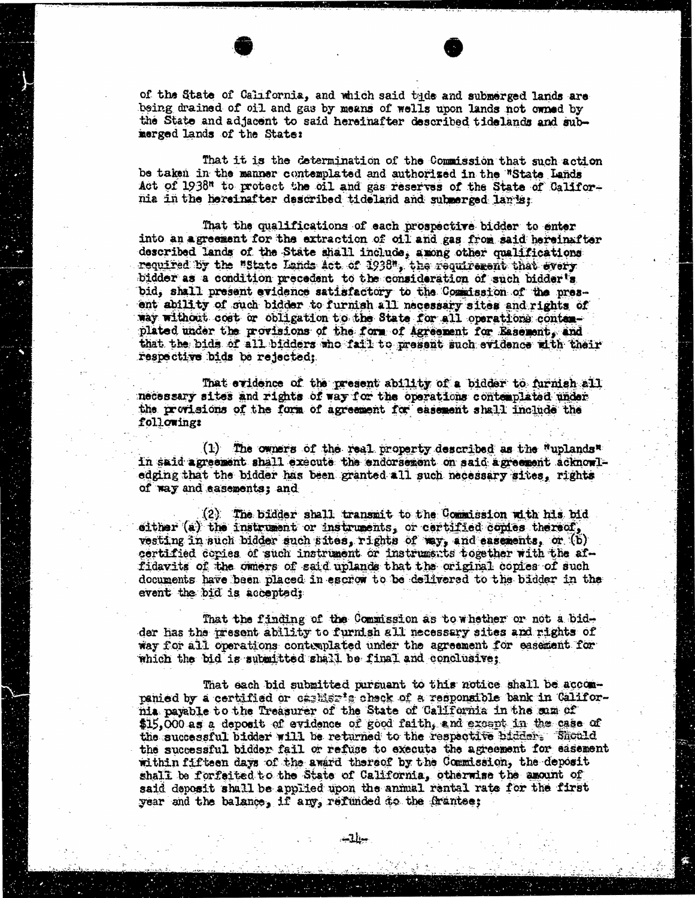of the State of California, and which said tide and submerged lands are being drained of oil and gas by means of wells upon lands not owned by the State and adjacent to said hereinafter described tidelands and submerged lands of the State:

That it is the determination of the Commission that such action be taken in the manner contemplated and authorized in the "State Lands Act of 1938" to protect the oil and gas reserves of the State of California in the hereinafter described tideland and submerged lands;

That the qualifications of each prospective bidder to enter into an agreement for the extraction of oil and gas from said hereinafter described lands of the State shall include, among other qualifications required by the "State Lands Act of 1938", the requirement that every bidder as a condition precedent to the consideration of such bidder's bid, shall present evidence satisfactory to the Commission of the present ability of such bidder to furnish all necessary sites and rights of way without cost or obligation to the State for all operations contemplated under the provisions of the form of Agreement for Easement, and that the bids of all bidders who fail to present such evidence with their respective bids be rejected;

That evidence of the present ability of a bidder to furnish all necessary sites and rights of way for the operations contemplated under the provisions of the form of agreement for easement shall include the following:

(1) The owners of the real property described as the "uplands" in said agreement shall execute the endorsement on said agreement acknowledging that the bidder has been granted all such necessary sites, rights of way and easements; and

(2) The bidder shall transmit to the Commission with his bid either (a) the instrument or instruments, or certified copies thereof, vesting in such bidder such sites, rights of way, and easements, or (b) certified copies of such instrument or instruments together with the affidavits of the owners of said uplands that the original copies of such documents have been placed in escrow to be delivered to the bidder in the event the bid is accepted;

That the finding of the Commission as to whether or not a bidder has the present ability to furnish all necessary sites and rights of way for all operations contemplated under the agreement for easement for which the bid is submitted shall be final and conclusive;

That each bid submitted pursuant to this notice shall be accompanied by a certified or cashier's check of a responsible bank in California payable to the Treasurer of the State of California in the sum of $15,000 as a deposit of evidence of good faith, and except in the case of the successful bidder will be returned to the respective bidder. Should the successful bidder fail or refuse to execute the agreement for easement within fifteen days of the award thereof by the Commission, the deposit shall be forfeited to the State of California, otherwise the amount of said deposit shall be applied upon the annual rental rate for the first year and the balance, if any, refunded to the Grantee;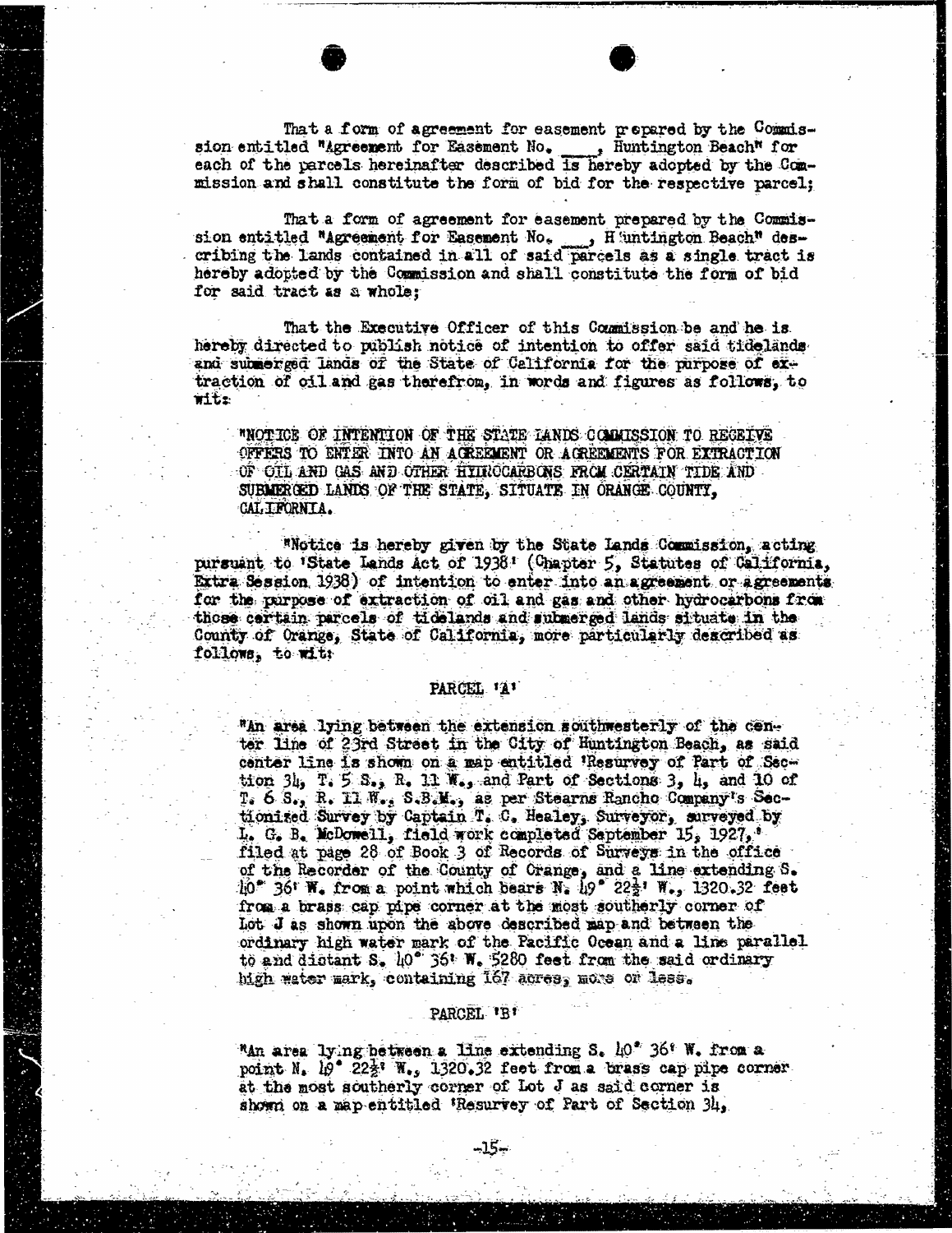That a form of agreement for easement prepared by the Commission entitled "Agreement for Easement No. \_\_\_, Huntington Beach" for each of the parcels hereinafter described is hereby adopted by the Commission and shall constitute the form of bid for the respective parcel;

That a form of agreement for easement prepared by the Commission entitled "Agreement for Easement No. \_\_\_, Huntington Beach" describing the lands contained in all of said parcels as a single tract is hereby adopted by the Commission and shall constitute the form of bid for said tract as a whole;

That the Executive Officer of this Commission be and he is hereby directed to publish notice of intention to offer said tidelands and submerged lands of the State of California for the purpose of extraction of oil and gas therefrom, in words and figures as follows, to wit:

"NOTICE OF INTENTION OF THE STATE LANDS COMMISSION TO RECEIVE OFFERS TO ENTER INTO AN AGREEMENT OR AGREEMENTS FOR EXTRACTION OF OIL AND GAS AND OTHER HYDROCARBONS FROM CERTAIN TIDE AND SUBMERGED LANDS OF THE STATE, SITUATE IN ORANGE COUNTY, CALIFORNIA.

"Notice is hereby given by the State Lands Commission, acting pursuant to 'State Lands Act of 1938' (Chapter 5, Statutes of California, Extra Session 1938) of intention to enter into an agreement or agreements for the purpose of extraction of oil and gas and other hydrocarbons from those certain parcels of tidelands and submerged lands situate in the County of Orange, State of California, more particularly described as follows, to wit:

PARCEL 'A'

"An area lying between the extension southwesterly of the center line of 23rd Street in the City of Huntington Beach, as said center line is shown on a map entitled 'Resurvey of Part of Section 34, T. 5 S., R. 11 W., and Part of Sections 3, 4, and 10 of T. 6 S., R. 11 W., S.B.M., as per Stearns Rancho Company's Sectionized Survey by Captain T. C. Healey, Surveyor, surveyed by L. G. B. McDowell, field work completed September 15, 1927,' filed at page 28 of Book 3 of Records of Surveys in the office of the Recorder of the County of Orange, and a line extending S. 40° 36' W. from a point which bears N. 49° 22½' W., 1320.32 feet from a brass cap pipe corner at the most southerly corner of Lot J as shown upon the above described map and between the ordinary high water mark of the Pacific Ocean and a line parallel to and distant S. 40° 36' W. 5280 feet from the said ordinary high water mark, containing 167 acres, more or less.

PARCEL 'B'

"An area lying between a line extending S. 40° 36' W. from a point N. 49° 22½' W., 1320.32 feet from a brass cap pipe corner at the most southerly corner of Lot J as said corner is shown on a map entitled 'Resurvey of Part of Section 34,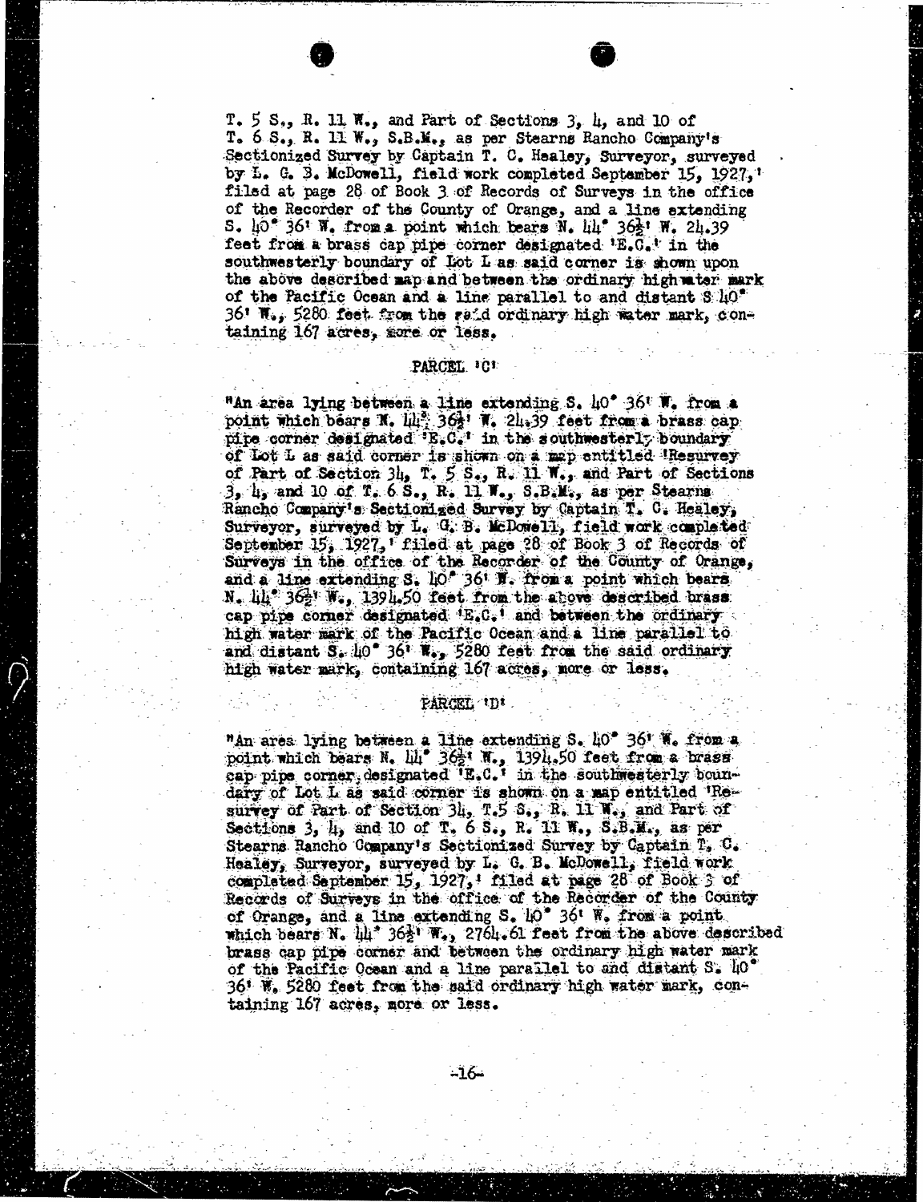T. 5 S., R. 11 W., and Part of Sections 3, 4, and 10 of T. 6 S., R. 11 W., S.B.M., as per Stearns Rancho Company's Sectionized Survey by Captain T. C. Healey, Surveyor, surveyed by L. G. B. McDowell, field work completed September 15, 1927,' filed at page 28 of Book 3 of Records of Surveys in the office of the Recorder of the County of Orange, and a line extending S. 40° 36' W. from a point which bears N. 44° 36½' W. 24.39 feet from a brass cap pipe corner designated 'E.C.' in the southwesterly boundary of Lot L as said corner is shown upon the above described map and between the ordinary high water mark of the Pacific Ocean and a line parallel to and distant S 40° 36' W., 5280 feet from the said ordinary high water mark, containing 167 acres, more or less.

PARCEL 'C'

"An area lying between a line extending S. 40° 36' W. from a point which bears N. 44° 36½' W. 24.39 feet from a brass cap pipe corner designated 'E.C.' in the southwesterly boundary of Lot L as said corner is shown on a map entitled 'Resurvey of Part of Section 34, T. 5 S., R. 11 W., and Part of Sections 3, 4, and 10 of T. 6 S., R. 11 W., S.B.M., as per Stearns Rancho Company's Sectionized Survey by Captain T. C. Healey, Surveyor, surveyed by L. G. B. McDowell, field work completed September 15, 1927,' filed at page 28 of Book 3 of Records of Surveys in the office of the Recorder of the County of Orange, and a line extending S. 40° 36' W. from a point which bears N. 44° 36½' W., 1394.50 feet from the above described brass cap pipe corner designated 'E.C.' and between the ordinary high water mark of the Pacific Ocean and a line parallel to and distant S. 40° 36' W., 5280 feet from the said ordinary high water mark, containing 167 acres, more or less.

PARCEL 'D'

"An area lying between a line extending S. 40° 36' W. from a point which bears N. 44° 36½' W., 1394.50 feet from a brass cap pipe corner, designated 'E.C.' in the southwesterly boundary of Lot L as said corner is shown on a map entitled 'Resurvey of Part of Section 34, T.5 S., R. 11 W., and Part of Sections 3, 4, and 10 of T. 6 S., R. 11 W., S.B.M., as per Stearns Rancho Company's Sectionized Survey by Captain T. C. Healey, Surveyor, surveyed by L. G. B. McDowell, field work completed September 15, 1927,' filed at page 28 of Book 3 of Records of Surveys in the office of the Recorder of the County of Orange, and a line extending S. 40° 36' W. from a point which bears N. 44° 36½' W., 2764.61 feet from the above described brass cap pipe corner and between the ordinary high water mark of the Pacific Ocean and a line parallel to and distant S. 40° 36' W. 5280 feet from the said ordinary high water mark, containing 167 acres, more or less.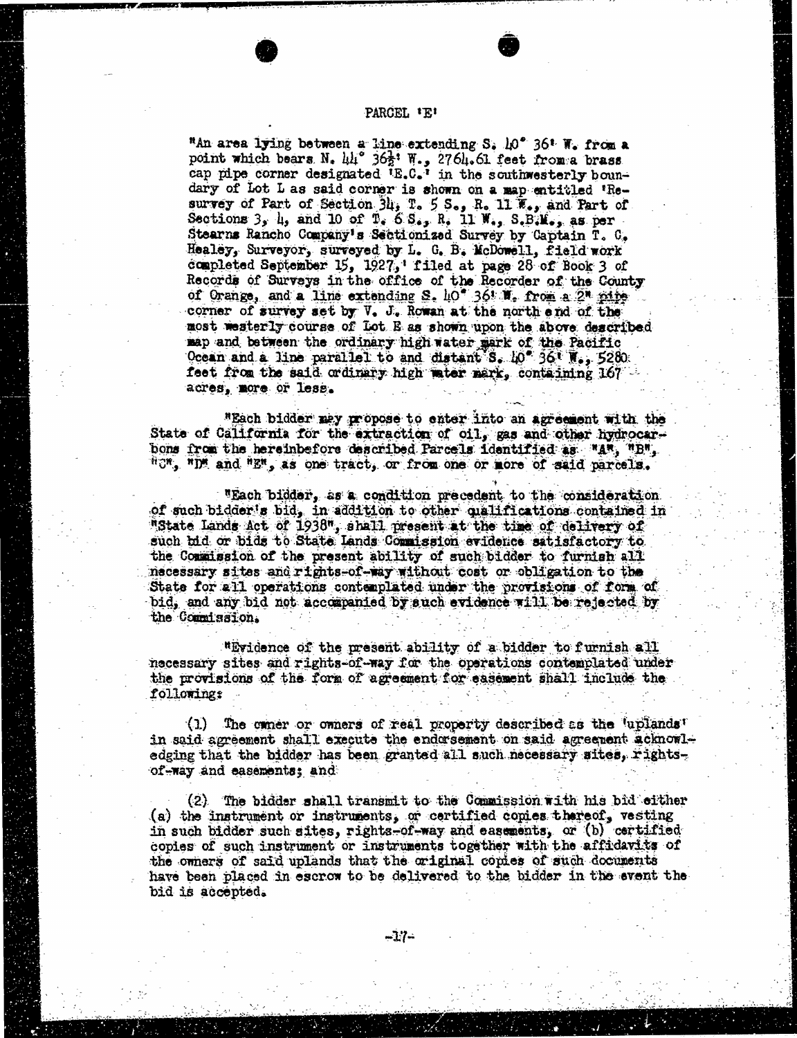PARCEL 'E'

"An area lying between a line extending S. 40° 36' W. from a point which bears N. 44° 36½' W., 2764.61 feet from a brass cap pipe corner designated 'E.C.' in the southwesterly boundary of Lot L as said corner is shown on a map entitled 'Resurvey of Part of Section 34, T. 5 S., R. 11 W., and Part of Sections 3, 4, and 10 of T. 6 S., R. 11 W., S.B.M., as per Stearns Rancho Company's Sectionized Survey by Captain T. C. Healey, Surveyor, surveyed by L. G. B. McDowell, field work completed September 15, 1927,' filed at page 28 of Book 3 of Records of Surveys in the office of the Recorder of the County of Orange, and a line extending S. 40° 36' W. from a 2" pipe corner of survey set by V. J. Rowan at the north end of the most westerly course of Lot E as shown upon the above described map and between the ordinary high water mark of the Pacific Ocean and a line parallel to and distant S. 40° 36' W., 5280 feet from the said ordinary high water mark, containing 167 acres, more or less.

"Each bidder may propose to enter into an agreement with the State of California for the extraction of oil, gas and other hydrocarbons from the hereinbefore described Parcels identified as "A", "B", "C", "D" and "E", as one tract, or from one or more of said parcels.

"Each bidder, as a condition precedent to the consideration of such bidder's bid, in addition to other qualifications contained in "State Lands Act of 1938", shall present at the time of delivery of such bid or bids to State Lands Commission evidence satisfactory to the Commission of the present ability of such bidder to furnish all necessary sites and rights-of-way without cost or obligation to the State for all operations contemplated under the provisions of form of bid, and any bid not accompanied by such evidence will be rejected by the Commission.

"Evidence of the present ability of a bidder to furnish all necessary sites and rights-of-way for the operations contemplated under the provisions of the form of agreement for easement shall include the following:

(1) The owner or owners of real property described as the 'uplands' in said agreement shall execute the endorsement on said agreement acknowledging that the bidder has been granted all such necessary sites, rights-of-way and easements; and

(2) The bidder shall transmit to the Commission with his bid either (a) the instrument or instruments, or certified copies thereof, vesting in such bidder such sites, rights-of-way and easements, or (b) certified copies of such instrument or instruments together with the affidavits of the owners of said uplands that the original copies of such documents have been placed in escrow to be delivered to the bidder in the event the bid is accepted.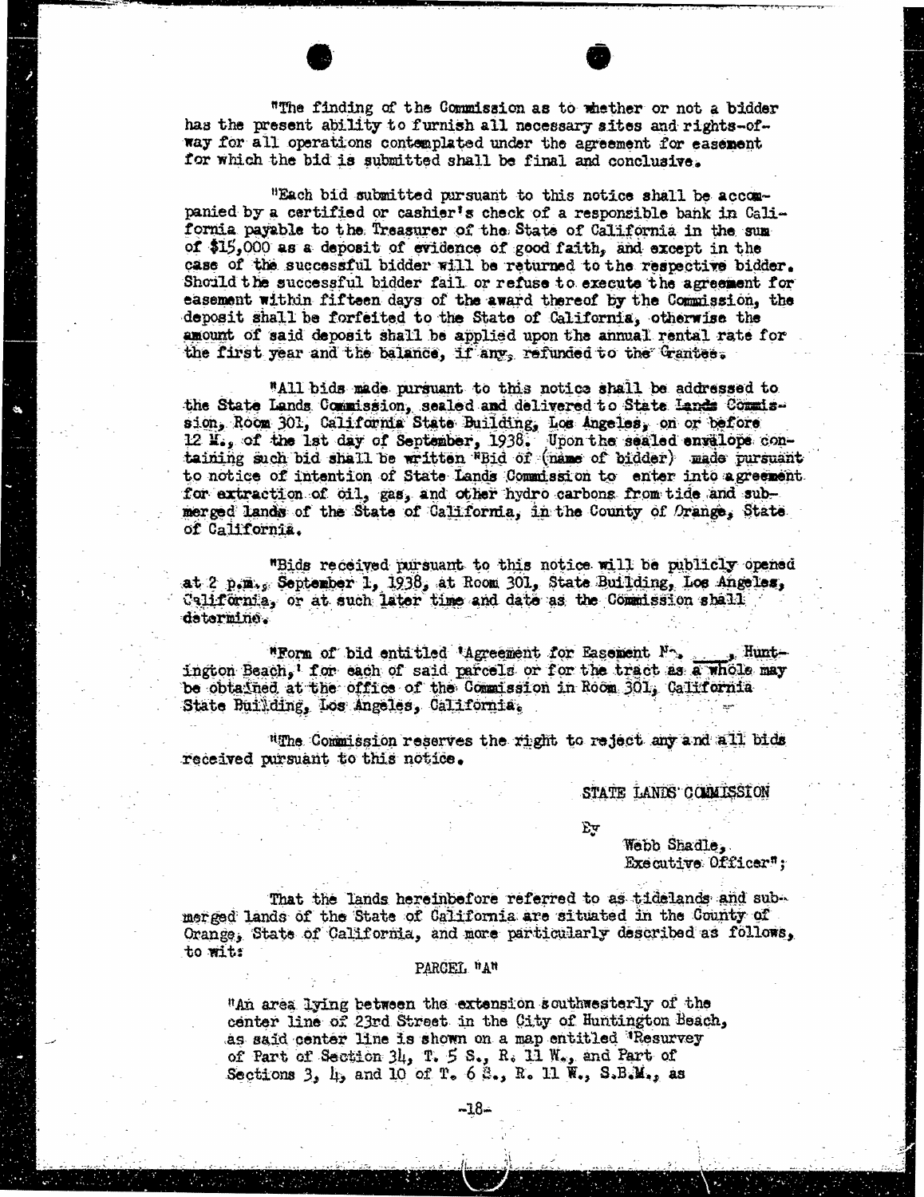"The finding of the Commission as to whether or not a bidder has the present ability to furnish all necessary sites and rights-of-way for all operations contemplated under the agreement for easement for which the bid is submitted shall be final and conclusive.

"Each bid submitted pursuant to this notice shall be accompanied by a certified or cashier's check of a responsible bank in California payable to the Treasurer of the State of California in the sum of $15,000 as a deposit of evidence of good faith, and except in the case of the successful bidder will be returned to the respective bidder. Should the successful bidder fail or refuse to execute the agreement for easement within fifteen days of the award thereof by the Commission, the deposit shall be forfeited to the State of California, otherwise the amount of said deposit shall be applied upon the annual rental rate for the first year and the balance, if any, refunded to the Grantee.

"All bids made pursuant to this notice shall be addressed to the State Lands Commission, sealed and delivered to State Lands Commission, Room 301, California State Building, Los Angeles, on or before 12 M., of the 1st day of September, 1938. Upon the sealed envelope containing such bid shall be written "Bid of (name of bidder) made pursuant to notice of intention of State Lands Commission to enter into agreement for extraction of oil, gas, and other hydro carbons from tide and submerged lands of the State of California, in the County of Orange, State of California.

"Bids received pursuant to this notice will be publicly opened at 2 p.m., September 1, 1938, at Room 301, State Building, Los Angeles, California, or at such later time and date as the Commission shall determine.

"Form of bid entitled 'Agreement for Easement No. \_\_\_\_, Huntington Beach,' for each of said parcels or for the tract as a whole may be obtained at the office of the Commission in Room 301, California State Building, Los Angeles, California.

"The Commission reserves the right to reject any and all bids received pursuant to this notice.

STATE LANDS COMMISSION

By

Webb Shadle,
Executive Officer";

That the lands hereinbefore referred to as tidelands and submerged lands of the State of California are situated in the County of Orange, State of California, and more particularly described as follows, to wit:

PARCEL "A"

"An area lying between the extension southwesterly of the center line of 23rd Street in the City of Huntington Beach, as said center line is shown on a map entitled 'Resurvey of Part of Section 34, T. 5 S., R. 11 W., and Part of Sections 3, 4, and 10 of T. 6 S., R. 11 W., S.B.M., as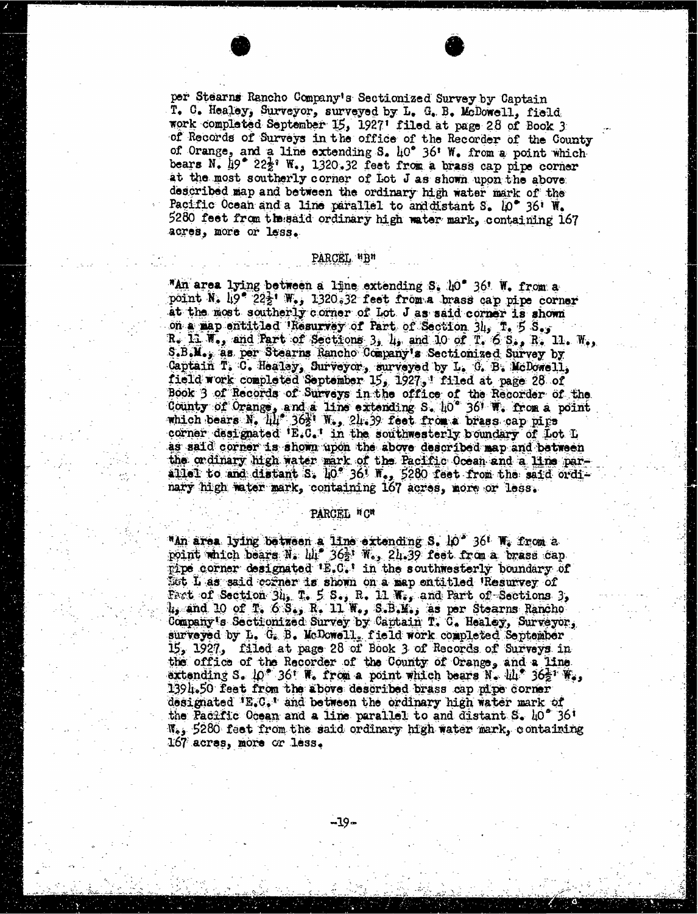per Stearns Rancho Company's Sectionized Survey by Captain T. C. Healey, Surveyor, surveyed by L. G. B. McDowell, field work completed September 15, 1927' filed at page 28 of Book 3 of Records of Surveys in the office of the Recorder of the County of Orange, and a line extending S. 40° 36' W. from a point which bears N. 49° 22½' W., 1320.32 feet from a brass cap pipe corner at the most southerly corner of Lot J as shown upon the above described map and between the ordinary high water mark of the Pacific Ocean and a line parallel to and distant S. 40° 36' W. 5280 feet from the said ordinary high water mark, containing 167 acres, more or less.

PARCEL "B"

"An area lying between a line extending S. 40° 36' W. from a point N. 49° 22½' W., 1320.32 feet from a brass cap pipe corner at the most southerly corner of Lot J as said corner is shown on a map entitled 'Resurvey of Part of Section 34, T. 5 S., R. 11 W., and Part of Sections 3, 4, and 10 of T. 6 S., R. 11. W., S.B.M., as per Stearns Rancho Company's Sectionized Survey by Captain T. C. Healey, Surveyor, surveyed by L. G. B. McDowell, field work completed September 15, 1927,' filed at page 28 of Book 3 of Records of Surveys in the office of the Recorder of the County of Orange, and a line extending S. 40° 36' W. from a point which bears N. 44° 36½' W., 24.39 feet from a brass cap pipe corner designated 'E.C.' in the southwesterly boundary of Lot L as said corner is shown upon the above described map and between the ordinary high water mark of the Pacific Ocean and a line parallel to and distant S. 40° 36' W., 5280 feet from the said ordinary high water mark, containing 167 acres, more or less.

PARCEL "C"

"An area lying between a line extending S. 40° 36' W. from a point which bears N. 44° 36½' W., 24.39 feet from a brass cap pipe corner designated 'E.C.' in the southwesterly boundary of Lot L as said corner is shown on a map entitled 'Resurvey of Part of Section 34, T. 5 S., R. 11 W., and Part of Sections 3, 4, and 10 of T. 6 S., R. 11 W., S.B.M., as per Stearns Rancho Company's Sectionized Survey by Captain T. C. Healey, Surveyor, surveyed by L. G. B. McDowell, field work completed September 15, 1927, filed at page 28 of Book 3 of Records of Surveys in the office of the Recorder of the County of Orange, and a line extending S. 40° 36' W. from a point which bears N. 44° 36½' W., 1394.50 feet from the above described brass cap pipe corner designated 'E.C.' and between the ordinary high water mark of the Pacific Ocean and a line parallel to and distant S. 40° 36' W., 5280 feet from the said ordinary high water mark, containing 167 acres, more or less.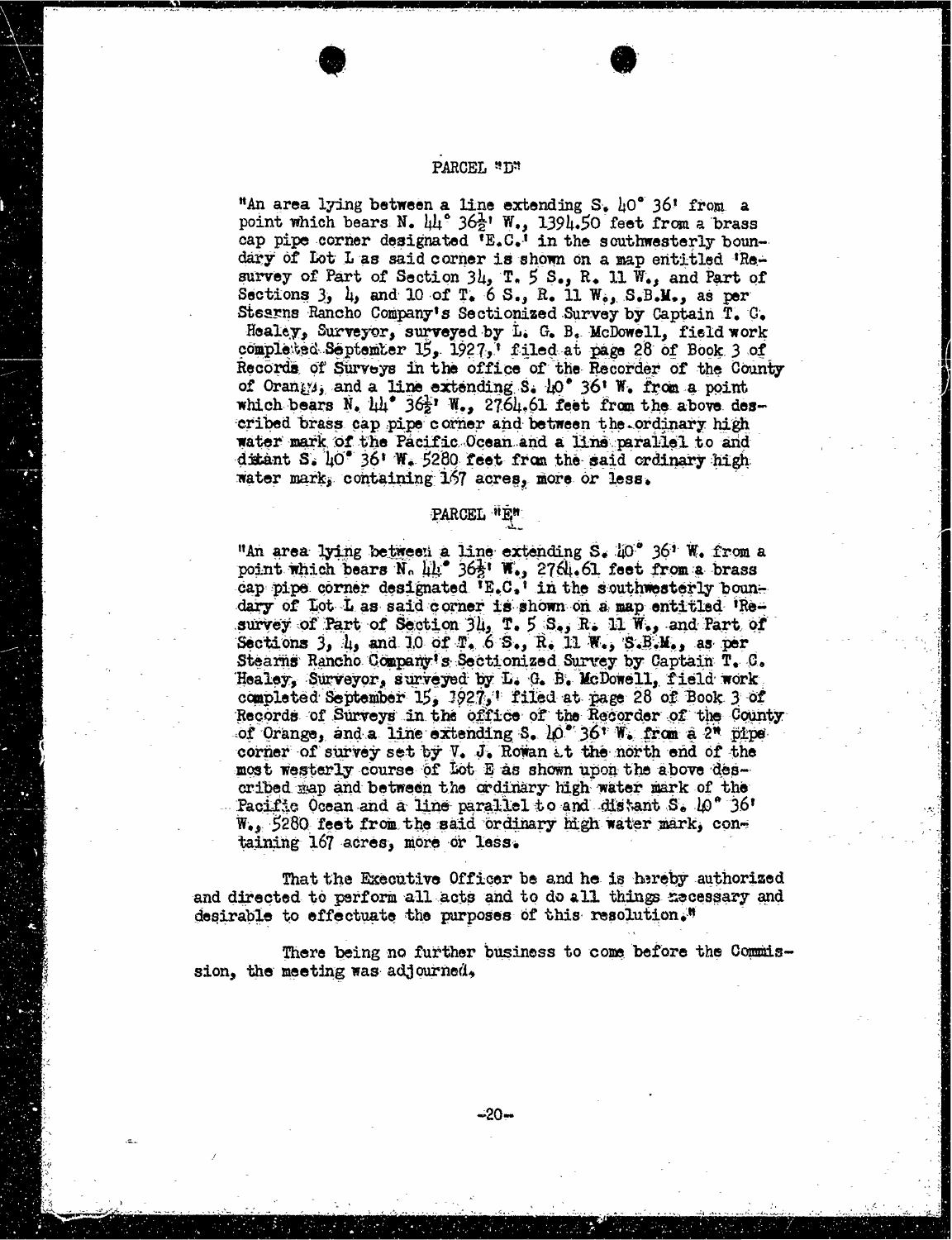## PARCEL "D"

"An area lying between a line extending S. 40° 36' from a point which bears N. 44° 36½' W., 1394.50 feet from a brass cap pipe corner designated 'E.C.' in the southwesterly boundary of Lot L as said corner is shown on a map entitled 'Resurvey of Part of Section 34, T. 5 S., R. 11 W., and Part of Sections 3, 4, and 10 of T. 6 S., R. 11 W., S.B.M., as per Stearns Rancho Company's Sectionized Survey by Captain T. C. Healey, Surveyor, surveyed by L. G. B. McDowell, field work completed September 15, 1927,' filed at page 28 of Book 3 of Records of Surveys in the office of the Recorder of the County of Orange, and a line extending S. 40° 36' W. from a point which bears N. 44° 36½' W., 2764.61 feet from the above described brass cap pipe corner and between the ordinary high water mark of the Pacific Ocean and a line parallel to and distant S. 40° 36' W. 5280 feet from the said ordinary high water mark, containing 167 acres, more or less.

## PARCEL "E"

"An area lying between a line extending S. 40° 36' W. from a point which bears N. 44° 36½' W., 2764.61 feet from a brass cap pipe corner designated 'E.C.' in the southwesterly boundary of Lot L as said corner is shown on a map entitled 'Resurvey of Part of Section 34, T. 5 S., R. 11 W., and Part of Sections 3, 4, and 10 of T. 6 S., R. 11 W., S.B.M., as per Stearns Rancho Company's Sectionized Survey by Captain T. C. Healey, Surveyor, surveyed by L. G. B. McDowell, field work completed September 15, 1927,' filed at page 28 of Book 3 of Records of Surveys in the office of the Recorder of the County of Orange, and a line extending S. 40° 36' W. from a 2" pipe corner of survey set by V. J. Rowan at the north end of the most westerly course of Lot E as shown upon the above described map and between the ordinary high water mark of the Pacific Ocean and a line parallel to and distant S. 40° 36' W., 5280 feet from the said ordinary high water mark, containing 167 acres, more or less.

That the Executive Officer be and he is hereby authorized and directed to perform all acts and to do all things necessary and desirable to effectuate the purposes of this resolution."

There being no further business to come before the Commission, the meeting was adjourned.